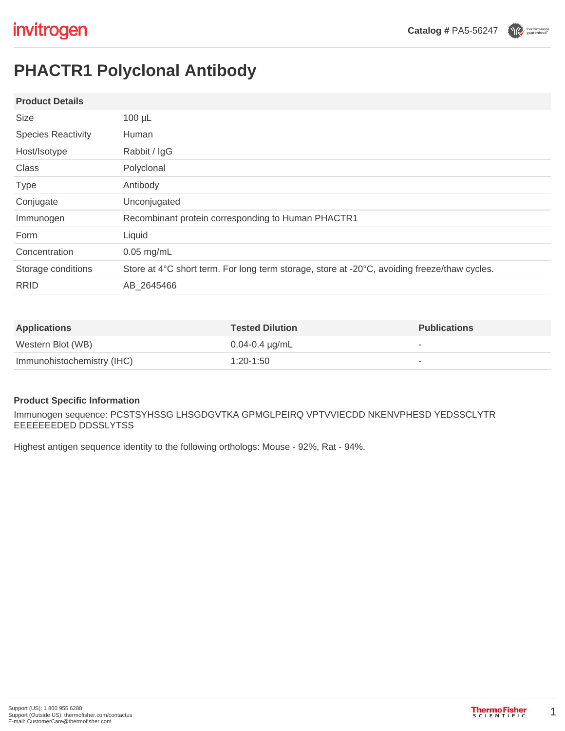Catalog # PA5-56247

# PHACTR1 Polyclonal Antibody

| Product Details | |
|---|---|
| Size | 100 µL |
| Species Reactivity | Human |
| Host/Isotype | Rabbit / IgG |
| Class | Polyclonal |
| Type | Antibody |
| Conjugate | Unconjugated |
| Immunogen | Recombinant protein corresponding to Human PHACTR1 |
| Form | Liquid |
| Concentration | 0.05 mg/mL |
| Storage conditions | Store at 4°C short term. For long term storage, store at -20°C, avoiding freeze/thaw cycles. |
| RRID | AB_2645466 |

| Applications | Tested Dilution | Publications |
|---|---|---|
| Western Blot (WB) | 0.04-0.4 µg/mL | - |
| Immunohistochemistry (IHC) | 1:20-1:50 | - |

### Product Specific Information

Immunogen sequence: PCSTSYHSSG LHSGDGVTKA GPMGLPEIRQ VPTVVIECDD NKENVPHESD YEDSSCLYTR EEEEEEEDED DDSSLYTSS

Highest antigen sequence identity to the following orthologs: Mouse - 92%, Rat - 94%.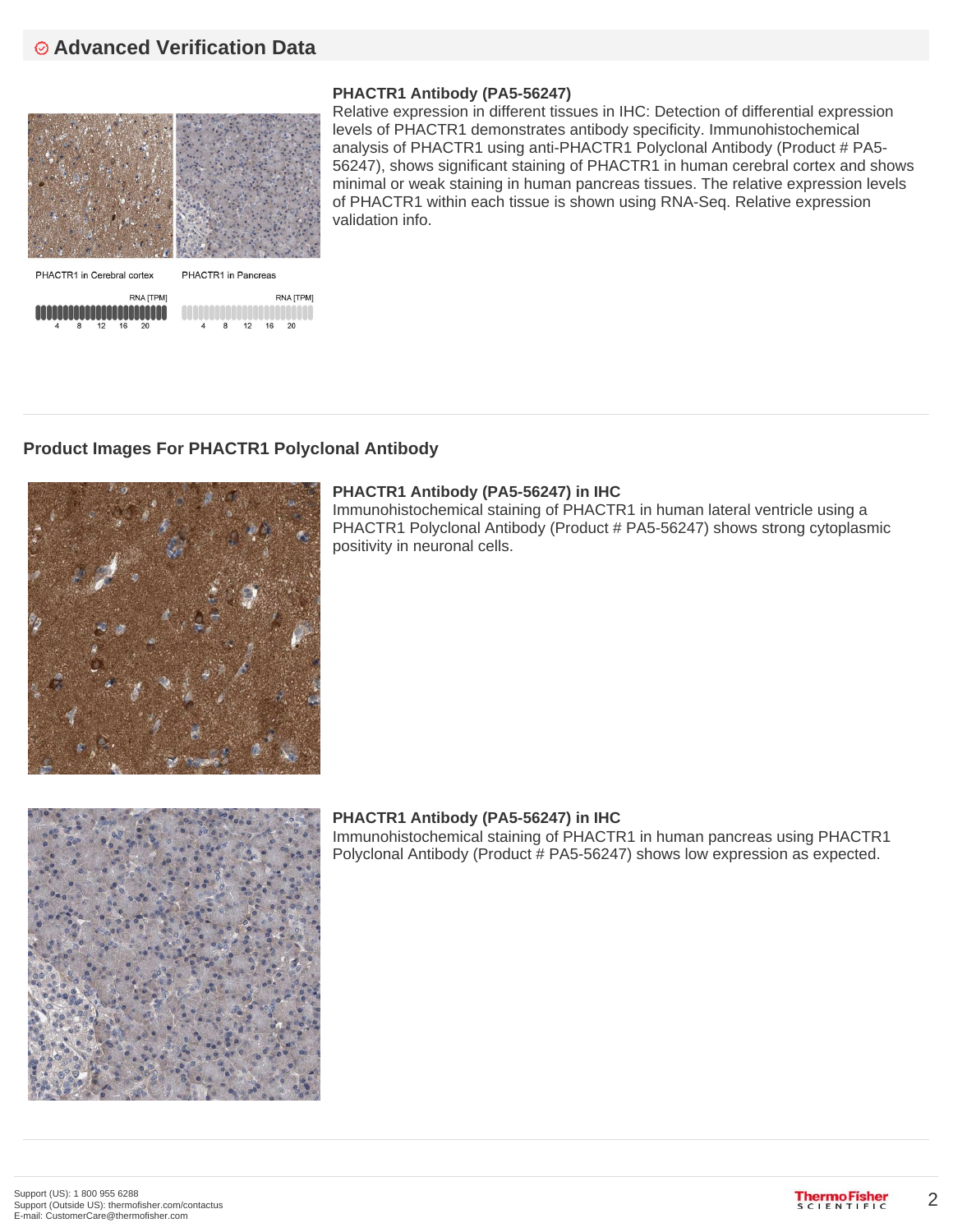## Advanced Verification Data

PHACTR1 in Cerebral cortex

PHACTR1 in Pancreas

### PHACTR1 Antibody (PA5-56247)

Relative expression in different tissues in IHC: Detection of differential expression levels of PHACTR1 demonstrates antibody specificity. Immunohistochemical analysis of PHACTR1 using anti-PHACTR1 Polyclonal Antibody (Product # PA5-56247), shows significant staining of PHACTR1 in human cerebral cortex and shows minimal or weak staining in human pancreas tissues. The relative expression levels of PHACTR1 within each tissue is shown using RNA-Seq. Relative expression validation info.

## Product Images For PHACTR1 Polyclonal Antibody

### PHACTR1 Antibody (PA5-56247) in IHC

Immunohistochemical staining of PHACTR1 in human lateral ventricle using a PHACTR1 Polyclonal Antibody (Product # PA5-56247) shows strong cytoplasmic positivity in neuronal cells.

### PHACTR1 Antibody (PA5-56247) in IHC

Immunohistochemical staining of PHACTR1 in human pancreas using PHACTR1 Polyclonal Antibody (Product # PA5-56247) shows low expression as expected.

Support (US): 1 800 955 6288
Support (Outside US): thermofisher.com/contactus
E-mail: CustomerCare@thermofisher.com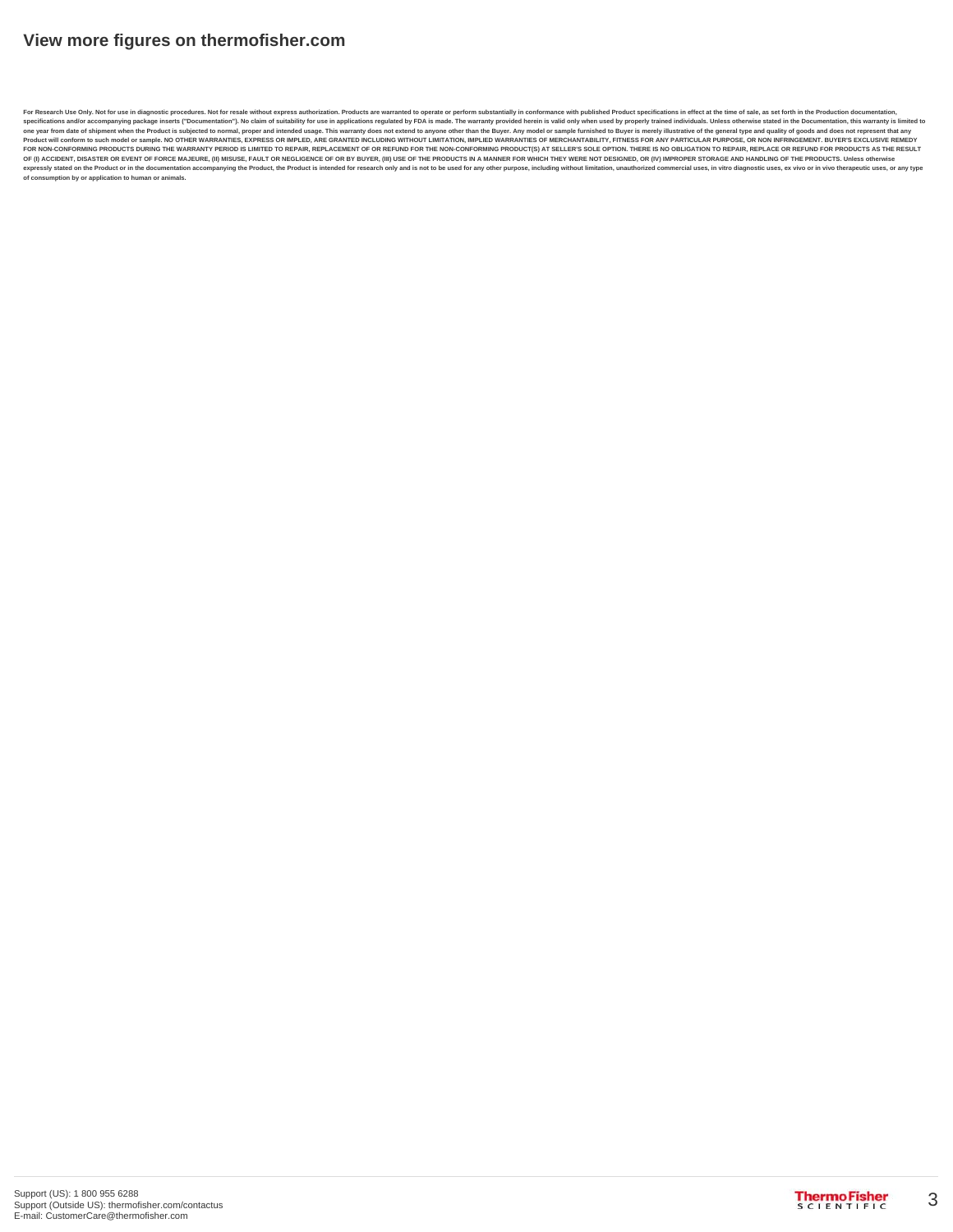## View more figures on thermofisher.com

**For Research Use Only. Not for use in diagnostic procedures. Not for resale without express authorization. Products are warranted to operate or perform substantially in conformance with published Product specifications in effect at the time of sale, as set forth in the Production documentation, specifications and/or accompanying package inserts ("Documentation"). No claim of suitability for use in applications regulated by FDA is made. The warranty provided herein is valid only when used by properly trained individuals. Unless otherwise stated in the Documentation, this warranty is limited to one year from date of shipment when the Product is subjected to normal, proper and intended usage. This warranty does not extend to anyone other than the Buyer. Any model or sample furnished to Buyer is merely illustrative of the general type and quality of goods and does not represent that any Product will conform to such model or sample. NO OTHER WARRANTIES, EXPRESS OR IMPLED, ARE GRANTED INCLUDING WITHOUT LIMITATION, IMPLIED WARRANTIES OF MERCHANTABILITY, FITNESS FOR ANY PARTICULAR PURPOSE, OR NON INFRINGEMENT. BUYER'S EXCLUSIVE REMEDY FOR NON-CONFORMING PRODUCTS DURING THE WARRANTY PERIOD IS LIMITED TO REPAIR, REPLACEMENT OF OR REFUND FOR THE NON-CONFORMING PRODUCT(S) AT SELLER'S SOLE OPTION. THERE IS NO OBLIGATION TO REPAIR, REPLACE OR REFUND FOR PRODUCTS AS THE RESULT OF (I) ACCIDENT, DISASTER OR EVENT OF FORCE MAJEURE, (II) MISUSE, FAULT OR NEGLIGENCE OF OR BY BUYER, (III) USE OF THE PRODUCTS IN A MANNER FOR WHICH THEY WERE NOT DESIGNED, OR (IV) IMPROPER STORAGE AND HANDLING OF THE PRODUCTS. Unless otherwise expressly stated on the Product or in the documentation accompanying the Product, the Product is intended for research only and is not to be used for any other purpose, including without limitation, unauthorized commercial uses, in vitro diagnostic uses, ex vivo or in vivo therapeutic uses, or any type of consumption by or application to human or animals.**

Support (US): 1 800 955 6288
Support (Outside US): thermofisher.com/contactus
E-mail: CustomerCare@thermofisher.com